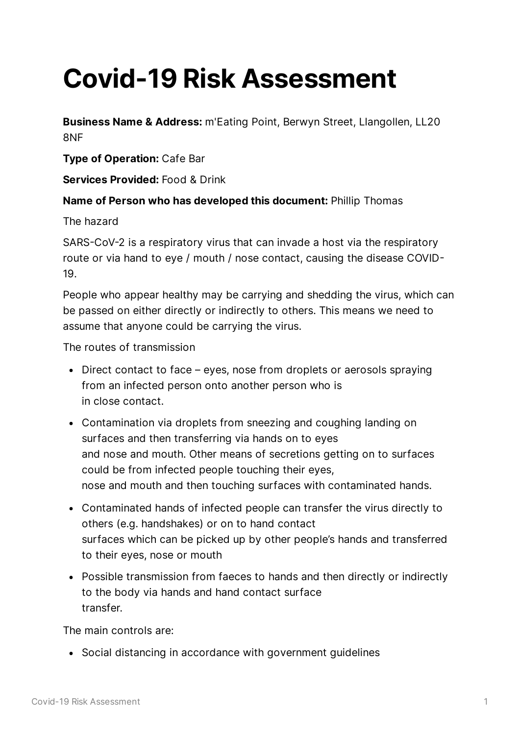# Covid-19 Risk Assessment

**Business Name & Address:** m'Eating Point, Berwyn Street, Llangollen, LL20 8NF

**Type of Operation:** Cafe Bar

**Services Provided:** Food & Drink

**Name of Person who has developed this document:** Phillip Thomas

The hazard

SARS-CoV-2 is a respiratory virus that can invade a host via the respiratory route or via hand to eye / mouth / nose contact, causing the disease COVID-19.

People who appear healthy may be carrying and shedding the virus, which can be passed on either directly or indirectly to others. This means we need to assume that anyone could be carrying the virus.

The routes of transmission

- Direct contact to face – eyes, nose from droplets or aerosols spraying from an infected person onto another person who is in close contact.
- Contamination via droplets from sneezing and coughing landing on surfaces and then transferring via hands on to eyes and nose and mouth. Other means of secretions getting on to surfaces could be from infected people touching their eyes, nose and mouth and then touching surfaces with contaminated hands.
- Contaminated hands of infected people can transfer the virus directly to others (e.g. handshakes) or on to hand contact surfaces which can be picked up by other people's hands and transferred to their eyes, nose or mouth
- Possible transmission from faeces to hands and then directly or indirectly to the body via hands and hand contact surface transfer.

The main controls are:

- Social distancing in accordance with government guidelines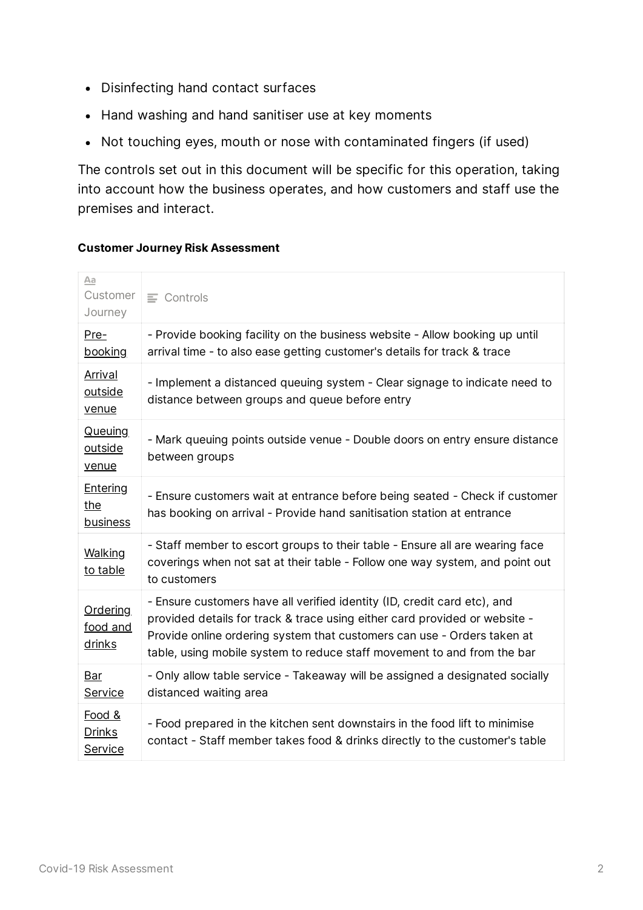- Disinfecting hand contact surfaces
- Hand washing and hand sanitiser use at key moments
- Not touching eyes, mouth or nose with contaminated fingers (if used)

The controls set out in this document will be specific for this operation, taking into account how the business operates, and how customers and staff use the premises and interact.

**Customer Journey Risk Assessment**

| Customer Journey | Controls |
|---|---|
| Pre-booking | - Provide booking facility on the business website - Allow booking up until arrival time - to also ease getting customer's details for track & trace |
| Arrival outside venue | - Implement a distanced queuing system - Clear signage to indicate need to distance between groups and queue before entry |
| Queuing outside venue | - Mark queuing points outside venue - Double doors on entry ensure distance between groups |
| Entering the business | - Ensure customers wait at entrance before being seated - Check if customer has booking on arrival - Provide hand sanitisation station at entrance |
| Walking to table | - Staff member to escort groups to their table - Ensure all are wearing face coverings when not sat at their table - Follow one way system, and point out to customers |
| Ordering food and drinks | - Ensure customers have all verified identity (ID, credit card etc), and provided details for track & trace using either card provided or website - Provide online ordering system that customers can use - Orders taken at table, using mobile system to reduce staff movement to and from the bar |
| Bar Service | - Only allow table service - Takeaway will be assigned a designated socially distanced waiting area |
| Food & Drinks Service | - Food prepared in the kitchen sent downstairs in the food lift to minimise contact - Staff member takes food & drinks directly to the customer's table |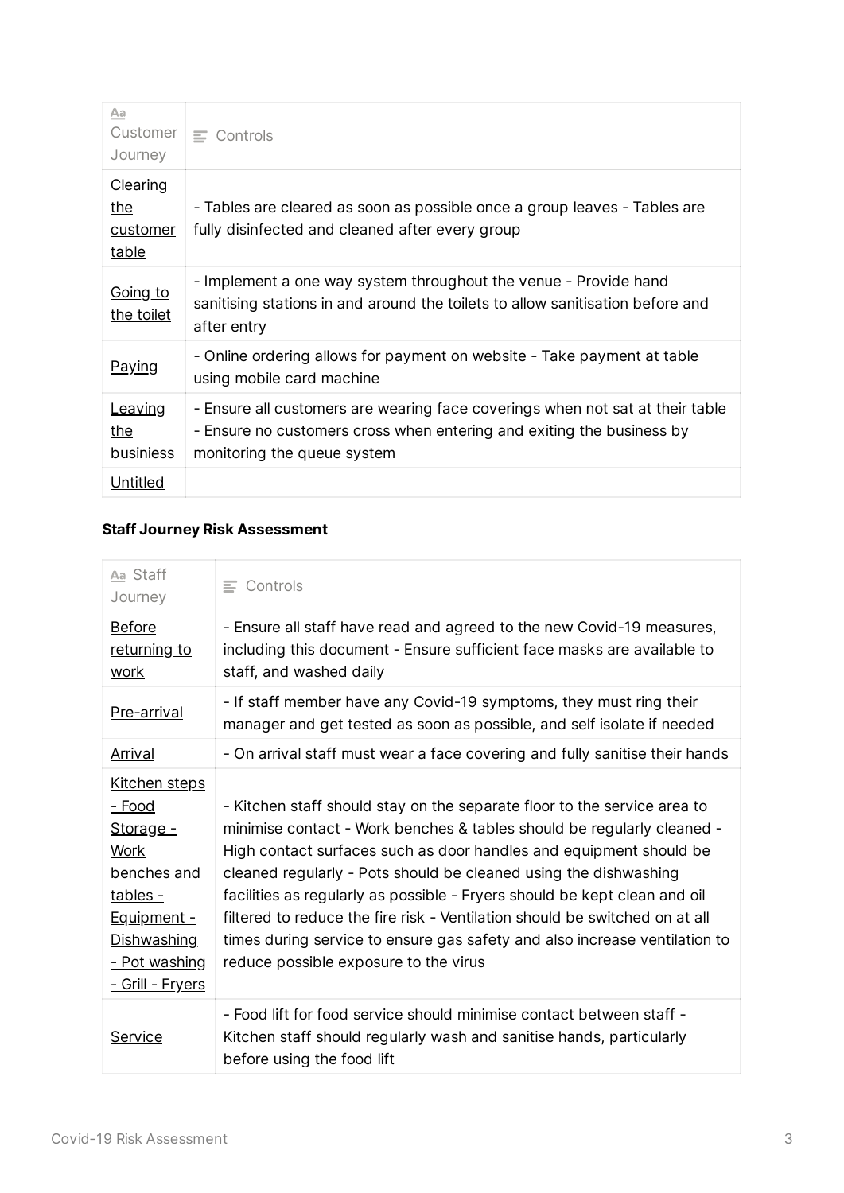| Customer Journey | Controls |
| --- | --- |
| Clearing the customer table | - Tables are cleared as soon as possible once a group leaves - Tables are fully disinfected and cleaned after every group |
| Going to the toilet | - Implement a one way system throughout the venue - Provide hand sanitising stations in and around the toilets to allow sanitisation before and after entry |
| Paying | - Online ordering allows for payment on website - Take payment at table using mobile card machine |
| Leaving the busiess | - Ensure all customers are wearing face coverings when not sat at their table - Ensure no customers cross when entering and exiting the business by monitoring the queue system |
| Untitled | |

**Staff Journey Risk Assessment**

| Staff Journey | Controls |
| --- | --- |
| Before returning to work | - Ensure all staff have read and agreed to the new Covid-19 measures, including this document - Ensure sufficient face masks are available to staff, and washed daily |
| Pre-arrival | - If staff member have any Covid-19 symptoms, they must ring their manager and get tested as soon as possible, and self isolate if needed |
| Arrival | - On arrival staff must wear a face covering and fully sanitise their hands |
| Kitchen steps - Food Storage - Work benches and tables - Equipment - Dishwashing - Pot washing - Grill - Fryers | - Kitchen staff should stay on the separate floor to the service area to minimise contact - Work benches & tables should be regularly cleaned - High contact surfaces such as door handles and equipment should be cleaned regularly - Pots should be cleaned using the dishwashing facilities as regularly as possible - Fryers should be kept clean and oil filtered to reduce the fire risk - Ventilation should be switched on at all times during service to ensure gas safety and also increase ventilation to reduce possible exposure to the virus |
| Service | - Food lift for food service should minimise contact between staff - Kitchen staff should regularly wash and sanitise hands, particularly before using the food lift |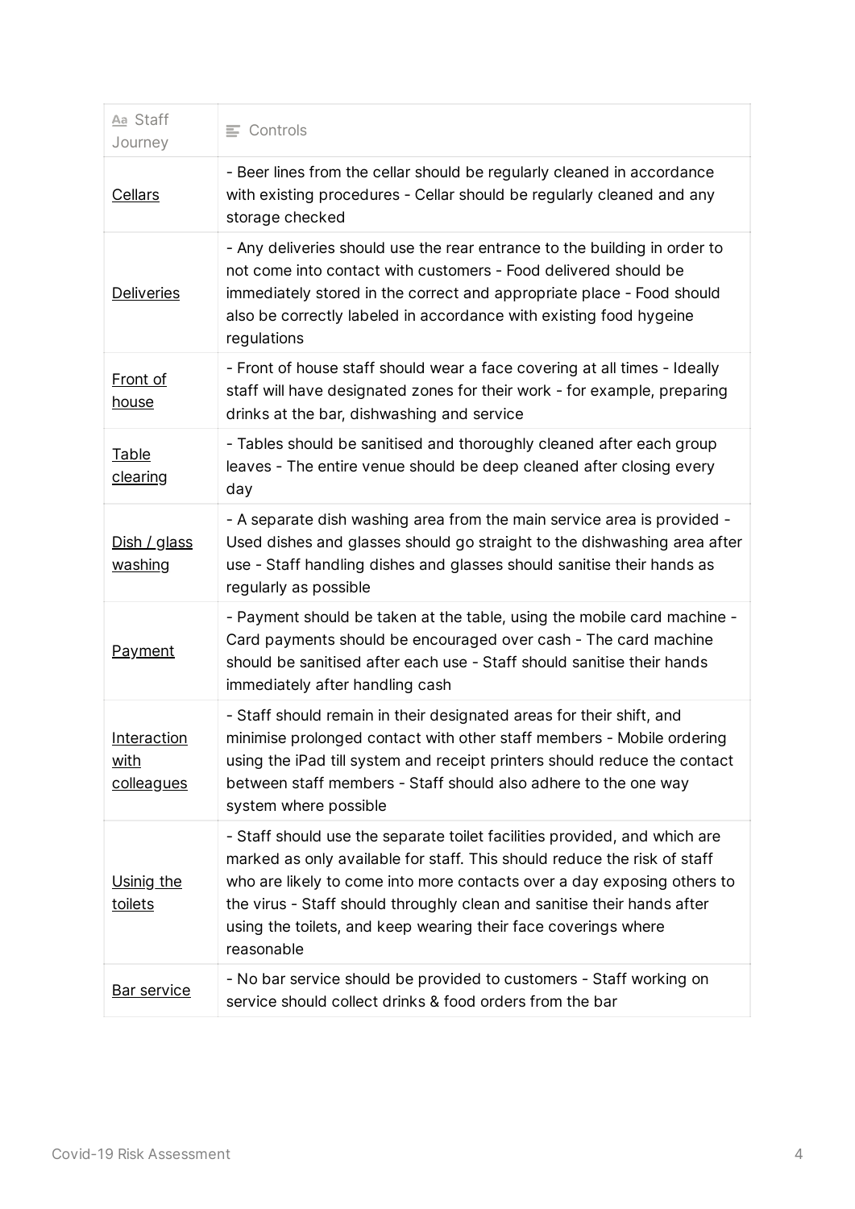| Staff Journey | Controls |
| --- | --- |
| Cellars | - Beer lines from the cellar should be regularly cleaned in accordance with existing procedures - Cellar should be regularly cleaned and any storage checked |
| Deliveries | - Any deliveries should use the rear entrance to the building in order to not come into contact with customers - Food delivered should be immediately stored in the correct and appropriate place - Food should also be correctly labeled in accordance with existing food hygeine regulations |
| Front of house | - Front of house staff should wear a face covering at all times - Ideally staff will have designated zones for their work - for example, preparing drinks at the bar, dishwashing and service |
| Table clearing | - Tables should be sanitised and thoroughly cleaned after each group leaves - The entire venue should be deep cleaned after closing every day |
| Dish / glass washing | - A separate dish washing area from the main service area is provided - Used dishes and glasses should go straight to the dishwashing area after use - Staff handling dishes and glasses should sanitise their hands as regularly as possible |
| Payment | - Payment should be taken at the table, using the mobile card machine - Card payments should be encouraged over cash - The card machine should be sanitised after each use - Staff should sanitise their hands immediately after handling cash |
| Interaction with colleagues | - Staff should remain in their designated areas for their shift, and minimise prolonged contact with other staff members - Mobile ordering using the iPad till system and receipt printers should reduce the contact between staff members - Staff should also adhere to the one way system where possible |
| Usinig the toilets | - Staff should use the separate toilet facilities provided, and which are marked as only available for staff. This should reduce the risk of staff who are likely to come into more contacts over a day exposing others to the virus - Staff should throughly clean and sanitise their hands after using the toilets, and keep wearing their face coverings where reasonable |
| Bar service | - No bar service should be provided to customers - Staff working on service should collect drinks & food orders from the bar |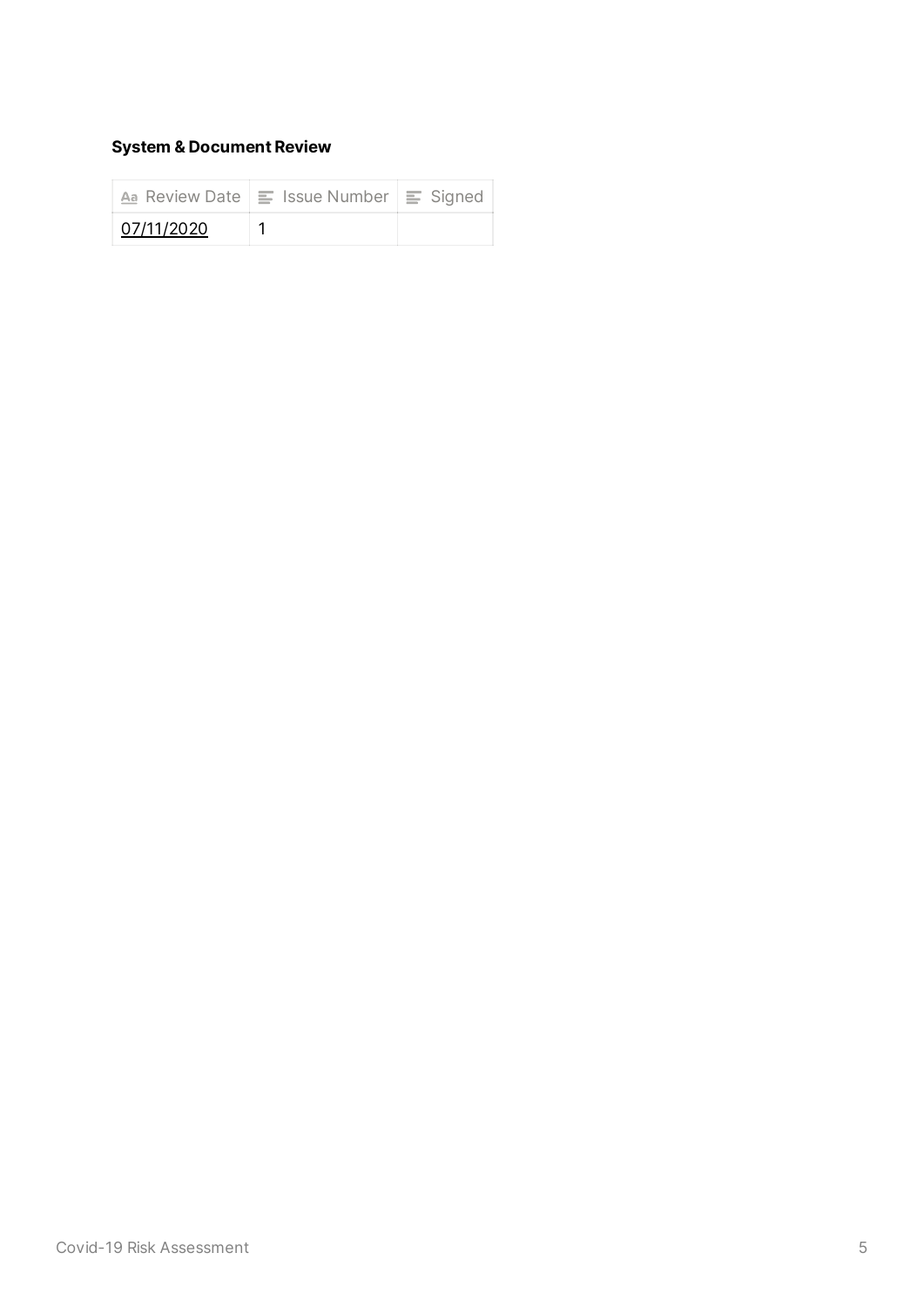**System & Document Review**

| Review Date | Issue Number | Signed |
| --- | --- | --- |
| 07/11/2020 | 1 | |